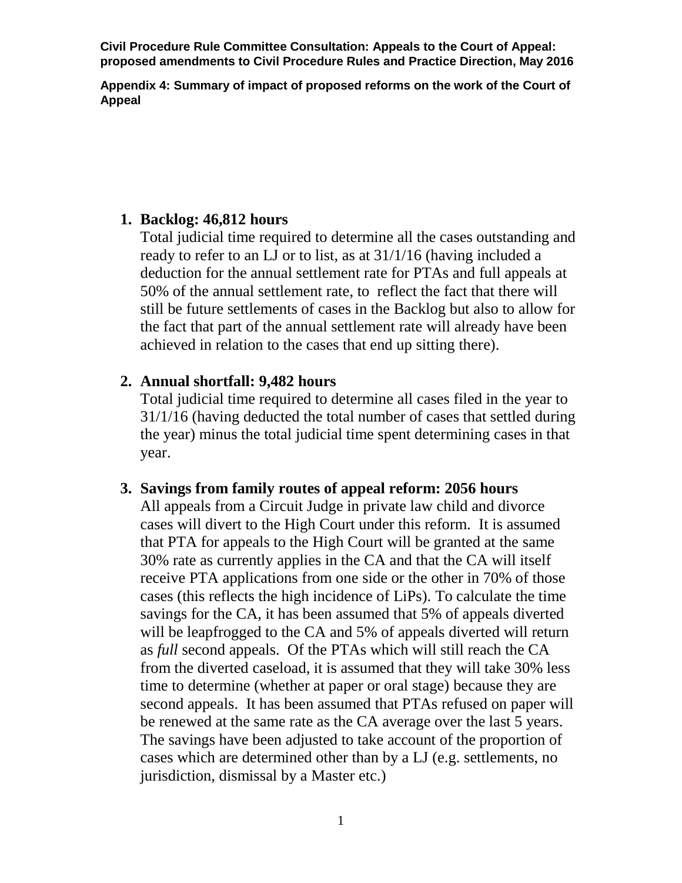**Civil Procedure Rule Committee Consultation: Appeals to the Court of Appeal: proposed amendments to Civil Procedure Rules and Practice Direction, May 2016**

**Appendix 4: Summary of impact of proposed reforms on the work of the Court of Appeal**

1. **Backlog: 46,812 hours**
   Total judicial time required to determine all the cases outstanding and ready to refer to an LJ or to list, as at 31/1/16 (having included a deduction for the annual settlement rate for PTAs and full appeals at 50% of the annual settlement rate, to reflect the fact that there will still be future settlements of cases in the Backlog but also to allow for the fact that part of the annual settlement rate will already have been achieved in relation to the cases that end up sitting there).

2. **Annual shortfall: 9,482 hours**
   Total judicial time required to determine all cases filed in the year to 31/1/16 (having deducted the total number of cases that settled during the year) minus the total judicial time spent determining cases in that year.

3. **Savings from family routes of appeal reform: 2056 hours**
   All appeals from a Circuit Judge in private law child and divorce cases will divert to the High Court under this reform. It is assumed that PTA for appeals to the High Court will be granted at the same 30% rate as currently applies in the CA and that the CA will itself receive PTA applications from one side or the other in 70% of those cases (this reflects the high incidence of LiPs). To calculate the time savings for the CA, it has been assumed that 5% of appeals diverted will be leapfrogged to the CA and 5% of appeals diverted will return as *full* second appeals. Of the PTAs which will still reach the CA from the diverted caseload, it is assumed that they will take 30% less time to determine (whether at paper or oral stage) because they are second appeals. It has been assumed that PTAs refused on paper will be renewed at the same rate as the CA average over the last 5 years. The savings have been adjusted to take account of the proportion of cases which are determined other than by a LJ (e.g. settlements, no jurisdiction, dismissal by a Master etc.)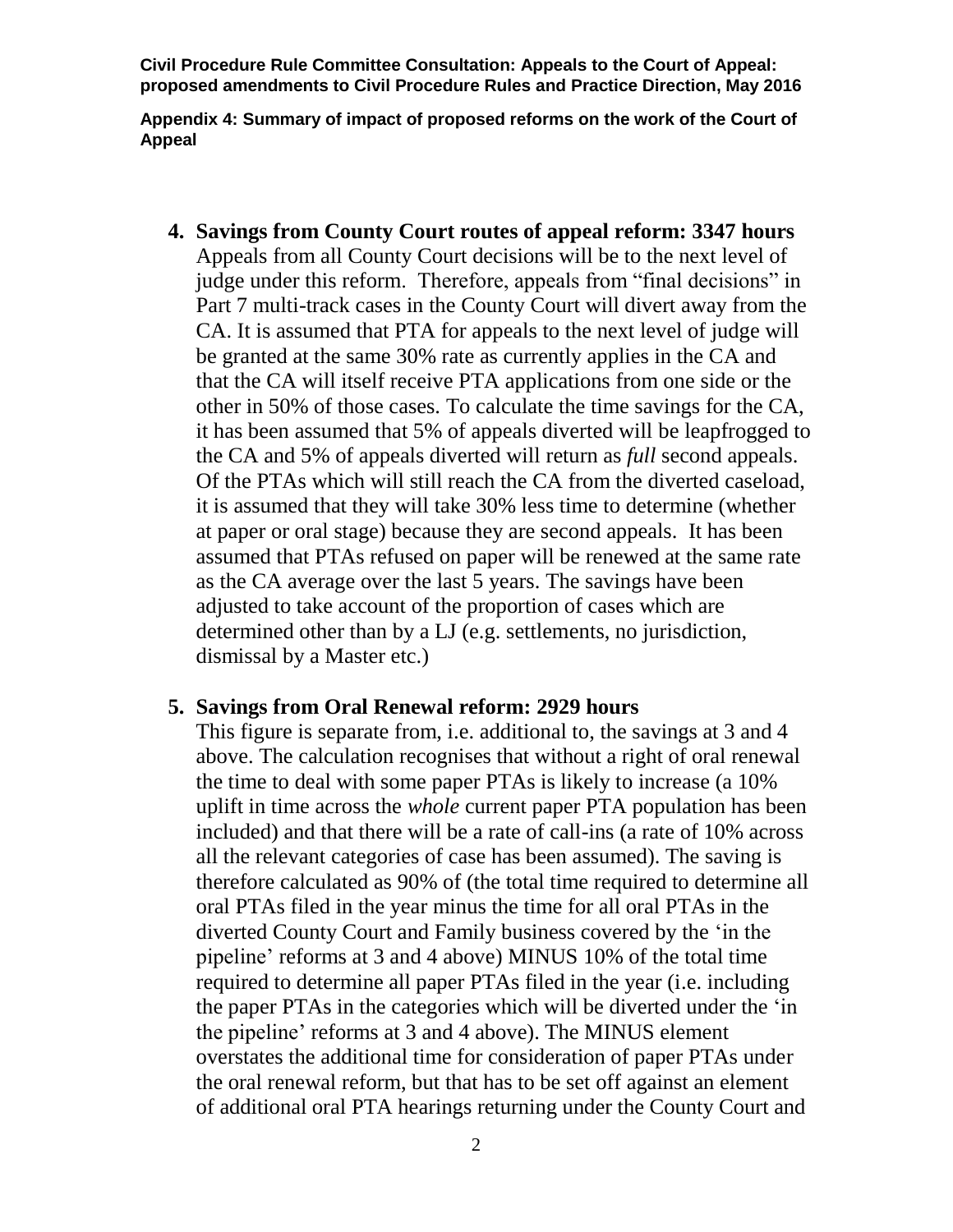4. **Savings from County Court routes of appeal reform: 3347 hours**
   Appeals from all County Court decisions will be to the next level of judge under this reform. Therefore, appeals from "final decisions" in Part 7 multi-track cases in the County Court will divert away from the CA. It is assumed that PTA for appeals to the next level of judge will be granted at the same 30% rate as currently applies in the CA and that the CA will itself receive PTA applications from one side or the other in 50% of those cases. To calculate the time savings for the CA, it has been assumed that 5% of appeals diverted will be leapfrogged to the CA and 5% of appeals diverted will return as *full* second appeals. Of the PTAs which will still reach the CA from the diverted caseload, it is assumed that they will take 30% less time to determine (whether at paper or oral stage) because they are second appeals. It has been assumed that PTAs refused on paper will be renewed at the same rate as the CA average over the last 5 years. The savings have been adjusted to take account of the proportion of cases which are determined other than by a LJ (e.g. settlements, no jurisdiction, dismissal by a Master etc.)

5. **Savings from Oral Renewal reform: 2929 hours**
   This figure is separate from, i.e. additional to, the savings at 3 and 4 above. The calculation recognises that without a right of oral renewal the time to deal with some paper PTAs is likely to increase (a 10% uplift in time across the *whole* current paper PTA population has been included) and that there will be a rate of call-ins (a rate of 10% across all the relevant categories of case has been assumed). The saving is therefore calculated as 90% of (the total time required to determine all oral PTAs filed in the year minus the time for all oral PTAs in the diverted County Court and Family business covered by the 'in the pipeline' reforms at 3 and 4 above) MINUS 10% of the total time required to determine all paper PTAs filed in the year (i.e. including the paper PTAs in the categories which will be diverted under the 'in the pipeline' reforms at 3 and 4 above). The MINUS element overstates the additional time for consideration of paper PTAs under the oral renewal reform, but that has to be set off against an element of additional oral PTA hearings returning under the County Court and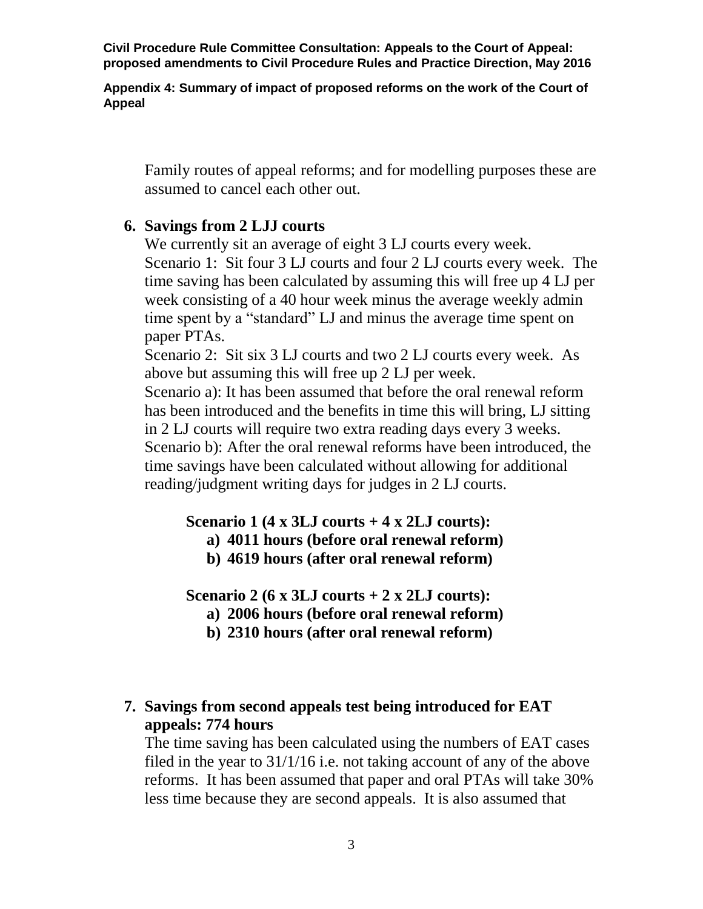Family routes of appeal reforms; and for modelling purposes these are assumed to cancel each other out.

**6. Savings from 2 LJJ courts**

We currently sit an average of eight 3 LJ courts every week.

Scenario 1: Sit four 3 LJ courts and four 2 LJ courts every week. The time saving has been calculated by assuming this will free up 4 LJ per week consisting of a 40 hour week minus the average weekly admin time spent by a "standard" LJ and minus the average time spent on paper PTAs.

Scenario 2: Sit six 3 LJ courts and two 2 LJ courts every week. As above but assuming this will free up 2 LJ per week.

Scenario a): It has been assumed that before the oral renewal reform has been introduced and the benefits in time this will bring, LJ sitting in 2 LJ courts will require two extra reading days every 3 weeks.

Scenario b): After the oral renewal reforms have been introduced, the time savings have been calculated without allowing for additional reading/judgment writing days for judges in 2 LJ courts.

**Scenario 1 (4 x 3LJ courts + 4 x 2LJ courts):**

a) **4011 hours (before oral renewal reform)**
b) **4619 hours (after oral renewal reform)**

**Scenario 2 (6 x 3LJ courts + 2 x 2LJ courts):**

a) **2006 hours (before oral renewal reform)**
b) **2310 hours (after oral renewal reform)**

**7. Savings from second appeals test being introduced for EAT appeals: 774 hours**

The time saving has been calculated using the numbers of EAT cases filed in the year to 31/1/16 i.e. not taking account of any of the above reforms. It has been assumed that paper and oral PTAs will take 30% less time because they are second appeals. It is also assumed that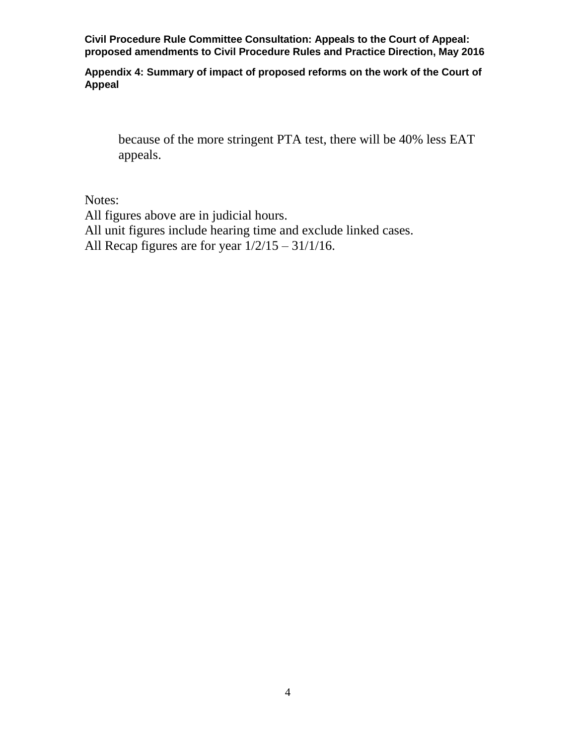because of the more stringent PTA test, there will be 40% less EAT appeals.

Notes:
All figures above are in judicial hours.
All unit figures include hearing time and exclude linked cases.
All Recap figures are for year 1/2/15 – 31/1/16.